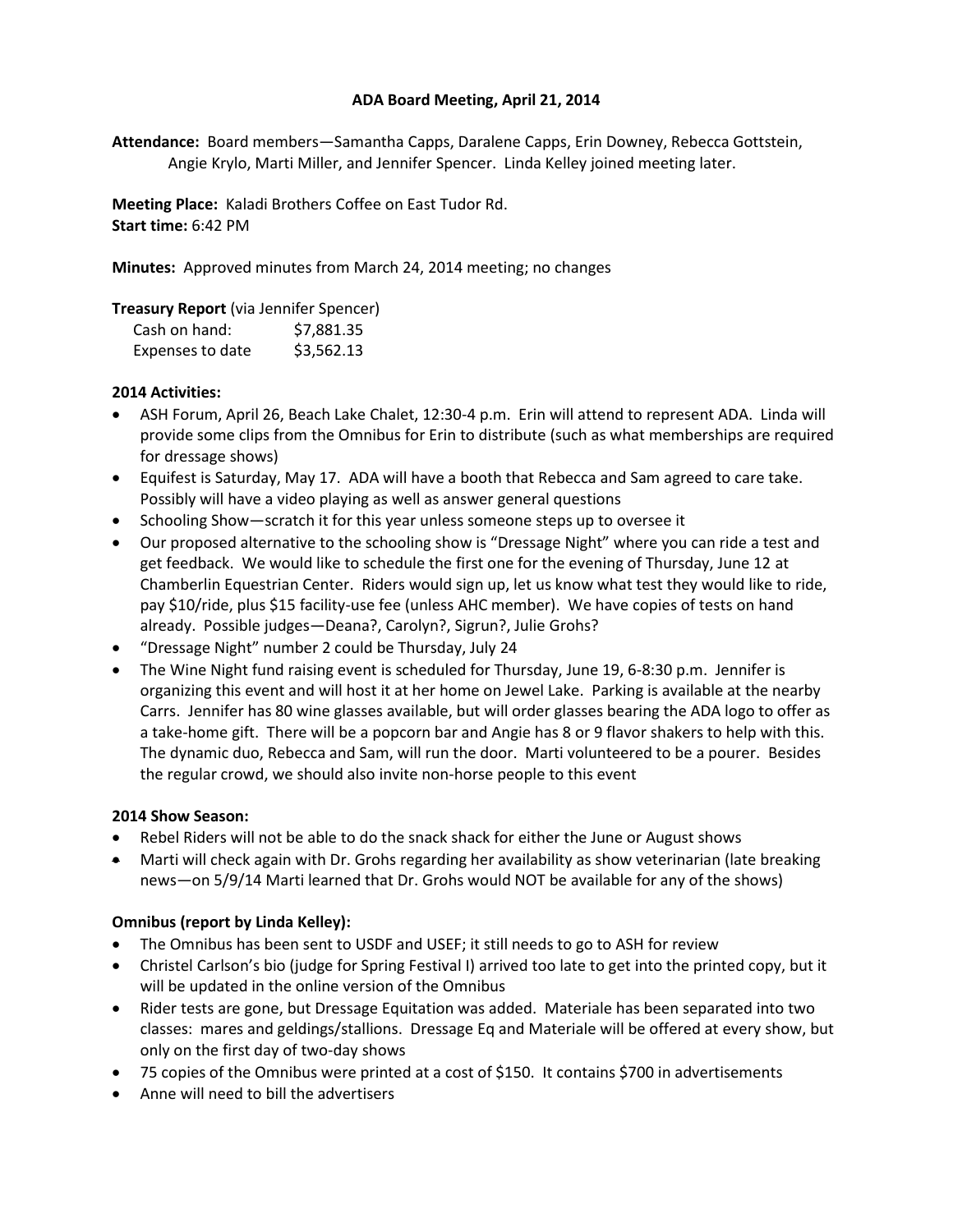# ADA Board Meeting, April 21, 2014

**Attendance:** Board members—Samantha Capps, Daralene Capps, Erin Downey, Rebecca Gottstein, Angie Krylo, Marti Miller, and Jennifer Spencer. Linda Kelley joined meeting later.

**Meeting Place:** Kaladi Brothers Coffee on East Tudor Rd.
**Start time:** 6:42 PM

**Minutes:** Approved minutes from March 24, 2014 meeting; no changes

**Treasury Report** (via Jennifer Spencer)

| | |
|---|---|
| Cash on hand: | $7,881.35 |
| Expenses to date | $3,562.13 |

**2014 Activities:**

- ASH Forum, April 26, Beach Lake Chalet, 12:30-4 p.m. Erin will attend to represent ADA. Linda will provide some clips from the Omnibus for Erin to distribute (such as what memberships are required for dressage shows)
- Equifest is Saturday, May 17. ADA will have a booth that Rebecca and Sam agreed to care take. Possibly will have a video playing as well as answer general questions
- Schooling Show—scratch it for this year unless someone steps up to oversee it
- Our proposed alternative to the schooling show is "Dressage Night" where you can ride a test and get feedback. We would like to schedule the first one for the evening of Thursday, June 12 at Chamberlin Equestrian Center. Riders would sign up, let us know what test they would like to ride, pay $10/ride, plus $15 facility-use fee (unless AHC member). We have copies of tests on hand already. Possible judges—Deana?, Carolyn?, Sigrun?, Julie Grohs?
- "Dressage Night" number 2 could be Thursday, July 24
- The Wine Night fund raising event is scheduled for Thursday, June 19, 6-8:30 p.m. Jennifer is organizing this event and will host it at her home on Jewel Lake. Parking is available at the nearby Carrs. Jennifer has 80 wine glasses available, but will order glasses bearing the ADA logo to offer as a take-home gift. There will be a popcorn bar and Angie has 8 or 9 flavor shakers to help with this. The dynamic duo, Rebecca and Sam, will run the door. Marti volunteered to be a pourer. Besides the regular crowd, we should also invite non-horse people to this event

**2014 Show Season:**

- Rebel Riders will not be able to do the snack shack for either the June or August shows
- Marti will check again with Dr. Grohs regarding her availability as show veterinarian (late breaking news—on 5/9/14 Marti learned that Dr. Grohs would NOT be available for any of the shows)

**Omnibus (report by Linda Kelley):**

- The Omnibus has been sent to USDF and USEF; it still needs to go to ASH for review
- Christel Carlson's bio (judge for Spring Festival I) arrived too late to get into the printed copy, but it will be updated in the online version of the Omnibus
- Rider tests are gone, but Dressage Equitation was added. Materiale has been separated into two classes: mares and geldings/stallions. Dressage Eq and Materiale will be offered at every show, but only on the first day of two-day shows
- 75 copies of the Omnibus were printed at a cost of $150. It contains $700 in advertisements
- Anne will need to bill the advertisers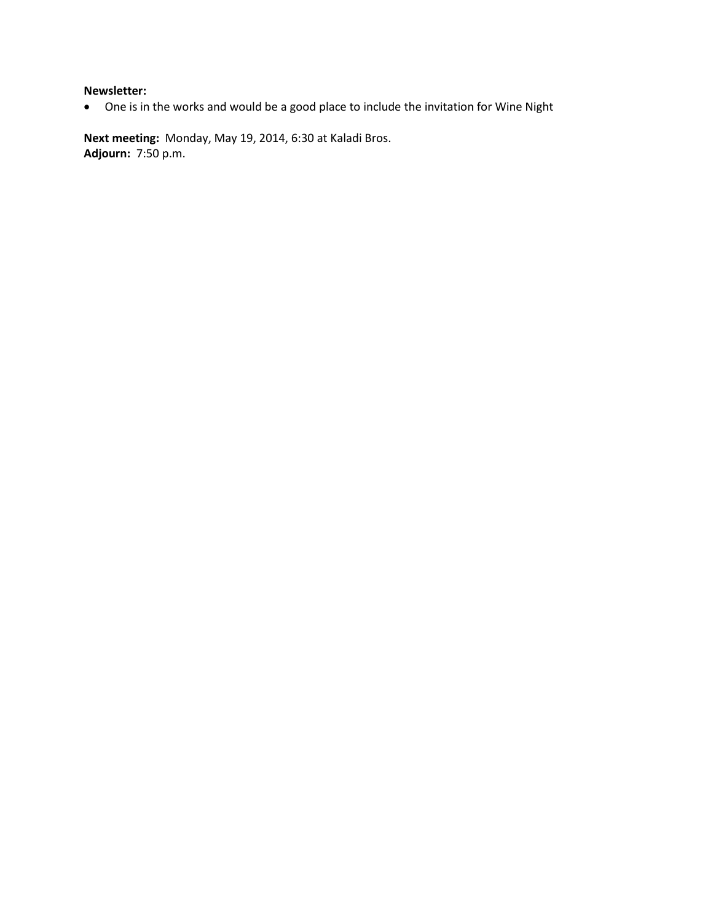**Newsletter:**

- One is in the works and would be a good place to include the invitation for Wine Night

**Next meeting:** Monday, May 19, 2014, 6:30 at Kaladi Bros.
**Adjourn:** 7:50 p.m.